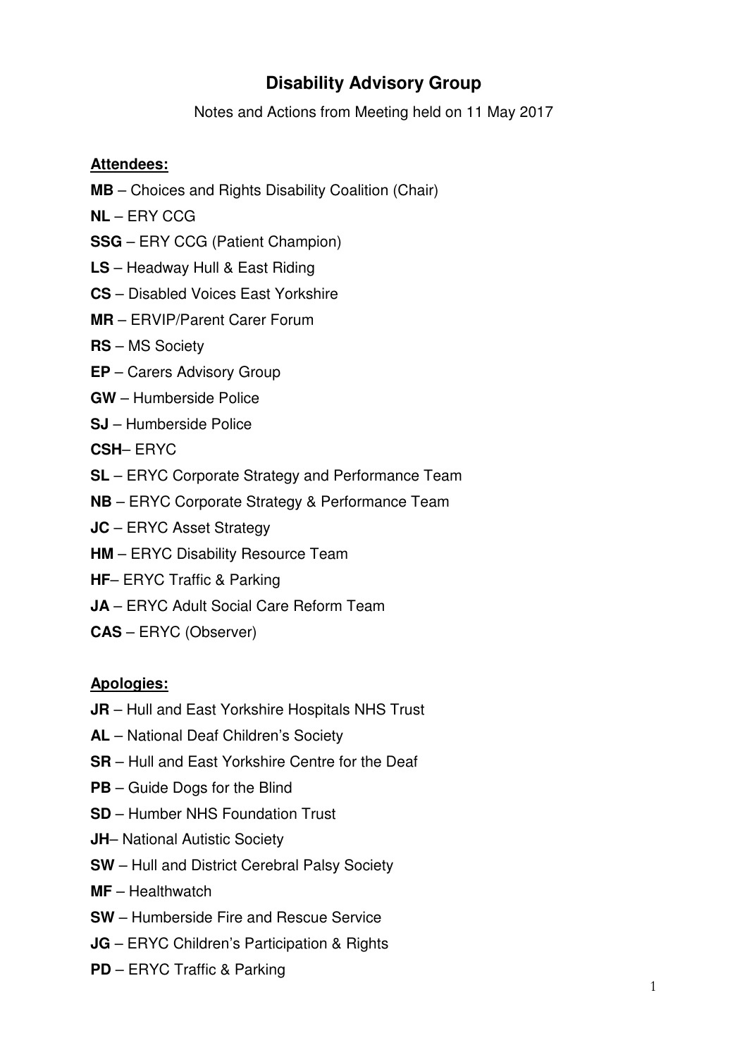# Disability Advisory Group

Notes and Actions from Meeting held on 11 May 2017

**Attendees:**

**MB** – Choices and Rights Disability Coalition (Chair)

**NL** – ERY CCG

**SSG** – ERY CCG (Patient Champion)

**LS** – Headway Hull & East Riding

**CS** – Disabled Voices East Yorkshire

**MR** – ERVIP/Parent Carer Forum

**RS** – MS Society

**EP** – Carers Advisory Group

**GW** – Humberside Police

**SJ** – Humberside Police

**CSH**– ERYC

**SL** – ERYC Corporate Strategy and Performance Team

**NB** – ERYC Corporate Strategy & Performance Team

**JC** – ERYC Asset Strategy

**HM** – ERYC Disability Resource Team

**HF**– ERYC Traffic & Parking

**JA** – ERYC Adult Social Care Reform Team

**CAS** – ERYC (Observer)

**Apologies:**

**JR** – Hull and East Yorkshire Hospitals NHS Trust

**AL** – National Deaf Children's Society

**SR** – Hull and East Yorkshire Centre for the Deaf

**PB** – Guide Dogs for the Blind

**SD** – Humber NHS Foundation Trust

**JH**– National Autistic Society

**SW** – Hull and District Cerebral Palsy Society

**MF** – Healthwatch

**SW** – Humberside Fire and Rescue Service

**JG** – ERYC Children's Participation & Rights

**PD** – ERYC Traffic & Parking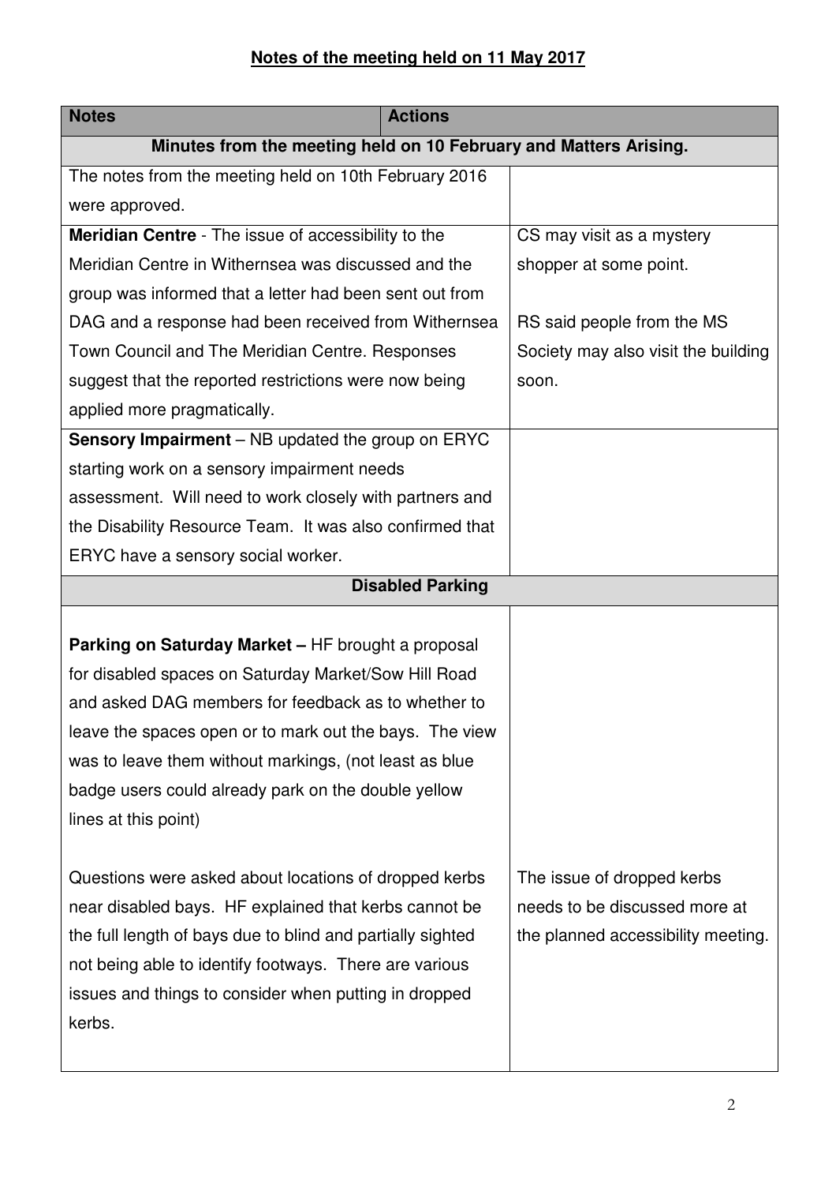## Notes of the meeting held on 11 May 2017

| Notes | Actions |
|---|---|
| **Minutes from the meeting held on 10 February and Matters Arising.** | |
| The notes from the meeting held on 10th February 2016 were approved. | |
| **Meridian Centre** - The issue of accessibility to the Meridian Centre in Withernsea was discussed and the group was informed that a letter had been sent out from DAG and a response had been received from Withernsea Town Council and The Meridian Centre. Responses suggest that the reported restrictions were now being applied more pragmatically. | CS may visit as a mystery shopper at some point.<br><br>RS said people from the MS Society may also visit the building soon. |
| **Sensory Impairment** – NB updated the group on ERYC starting work on a sensory impairment needs assessment. Will need to work closely with partners and the Disability Resource Team. It was also confirmed that ERYC have a sensory social worker. | |
| **Disabled Parking** | |
| **Parking on Saturday Market –** HF brought a proposal for disabled spaces on Saturday Market/Sow Hill Road and asked DAG members for feedback as to whether to leave the spaces open or to mark out the bays. The view was to leave them without markings, (not least as blue badge users could already park on the double yellow lines at this point)<br><br>Questions were asked about locations of dropped kerbs near disabled bays. HF explained that kerbs cannot be the full length of bays due to blind and partially sighted not being able to identify footways. There are various issues and things to consider when putting in dropped kerbs. | The issue of dropped kerbs needs to be discussed more at the planned accessibility meeting. |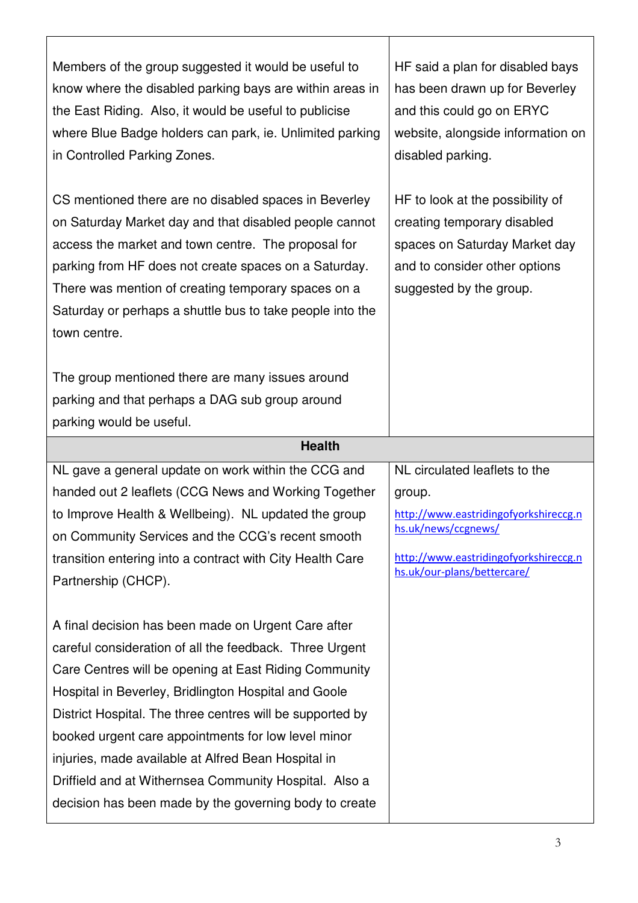| | |
|---|---|
| Members of the group suggested it would be useful to know where the disabled parking bays are within areas in the East Riding. Also, it would be useful to publicise where Blue Badge holders can park, ie. Unlimited parking in Controlled Parking Zones.<br><br>CS mentioned there are no disabled spaces in Beverley on Saturday Market day and that disabled people cannot access the market and town centre. The proposal for parking from HF does not create spaces on a Saturday. There was mention of creating temporary spaces on a Saturday or perhaps a shuttle bus to take people into the town centre.<br><br>The group mentioned there are many issues around parking and that perhaps a DAG sub group around parking would be useful. | HF said a plan for disabled bays has been drawn up for Beverley and this could go on ERYC website, alongside information on disabled parking.<br><br>HF to look at the possibility of creating temporary disabled spaces on Saturday Market day and to consider other options suggested by the group. |
| **Health** | |
| NL gave a general update on work within the CCG and handed out 2 leaflets (CCG News and Working Together to Improve Health & Wellbeing). NL updated the group on Community Services and the CCG's recent smooth transition entering into a contract with City Health Care Partnership (CHCP).<br><br>A final decision has been made on Urgent Care after careful consideration of all the feedback. Three Urgent Care Centres will be opening at East Riding Community Hospital in Beverley, Bridlington Hospital and Goole District Hospital. The three centres will be supported by booked urgent care appointments for low level minor injuries, made available at Alfred Bean Hospital in Driffield and at Withernsea Community Hospital. Also a decision has been made by the governing body to create | NL circulated leaflets to the group.<br><br>http://www.eastridingofyorkshireccg.nhs.uk/news/ccgnews/<br><br>http://www.eastridingofyorkshireccg.nhs.uk/our-plans/bettercare/ |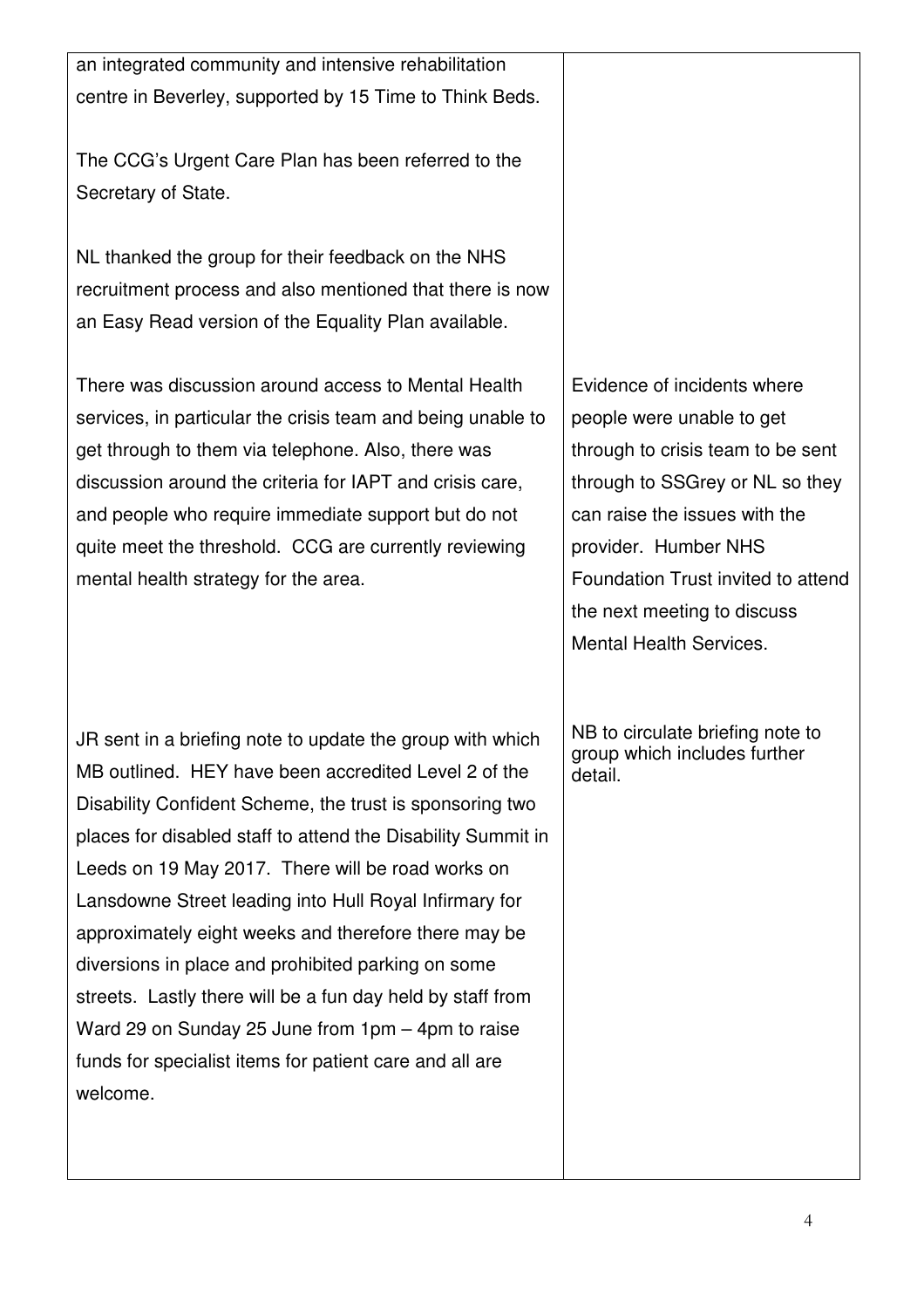| | |
|---|---|
| an integrated community and intensive rehabilitation centre in Beverley, supported by 15 Time to Think Beds.<br><br>The CCG's Urgent Care Plan has been referred to the Secretary of State.<br><br>NL thanked the group for their feedback on the NHS recruitment process and also mentioned that there is now an Easy Read version of the Equality Plan available. | |
| There was discussion around access to Mental Health services, in particular the crisis team and being unable to get through to them via telephone. Also, there was discussion around the criteria for IAPT and crisis care, and people who require immediate support but do not quite meet the threshold. CCG are currently reviewing mental health strategy for the area. | Evidence of incidents where people were unable to get through to crisis team to be sent through to SSGrey or NL so they can raise the issues with the provider. Humber NHS Foundation Trust invited to attend the next meeting to discuss Mental Health Services. |
| JR sent in a briefing note to update the group with which MB outlined. HEY have been accredited Level 2 of the Disability Confident Scheme, the trust is sponsoring two places for disabled staff to attend the Disability Summit in Leeds on 19 May 2017. There will be road works on Lansdowne Street leading into Hull Royal Infirmary for approximately eight weeks and therefore there may be diversions in place and prohibited parking on some streets. Lastly there will be a fun day held by staff from Ward 29 on Sunday 25 June from 1pm – 4pm to raise funds for specialist items for patient care and all are welcome. | NB to circulate briefing note to group which includes further detail. |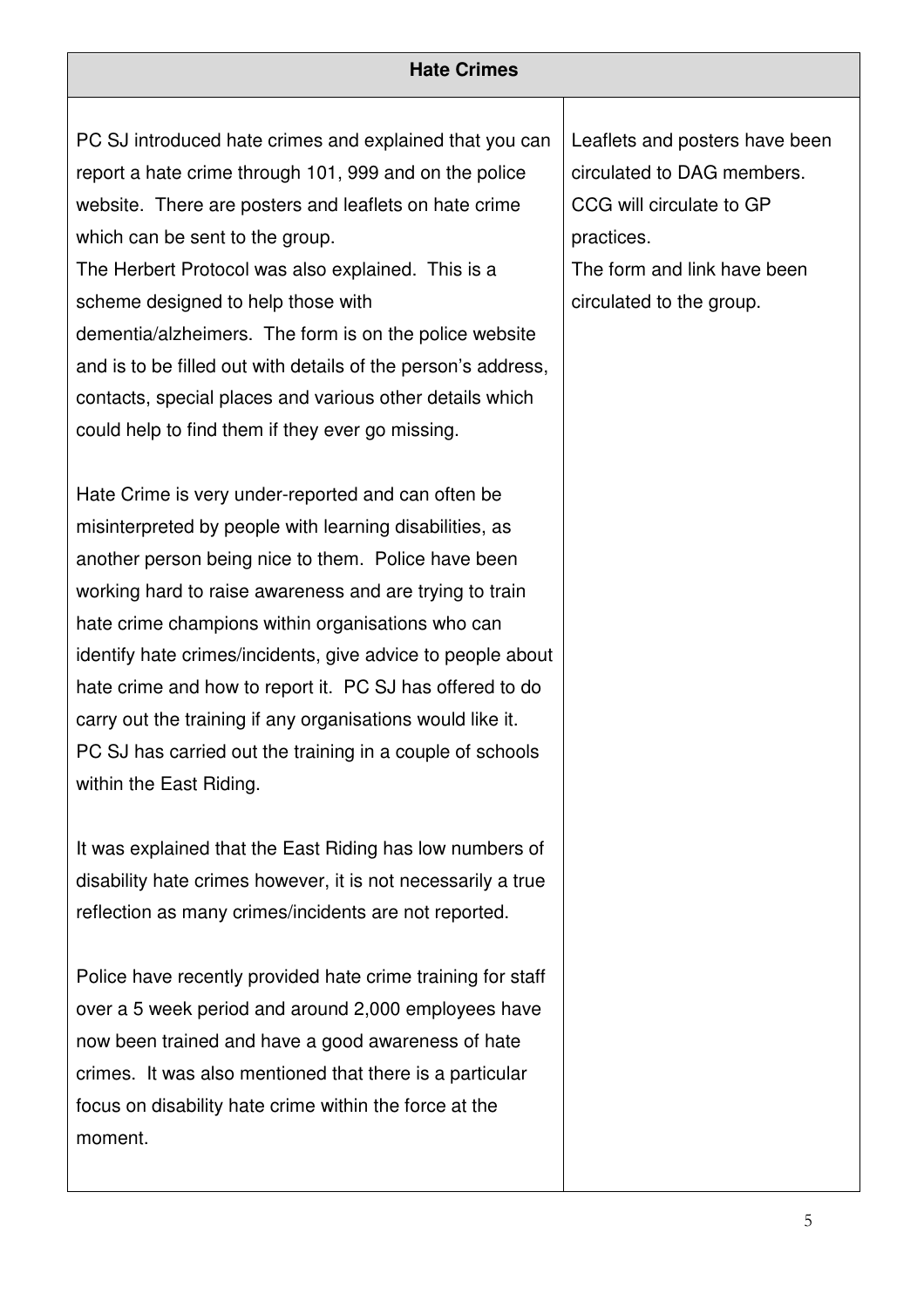| Hate Crimes | |
|---|---|
| PC SJ introduced hate crimes and explained that you can report a hate crime through 101, 999 and on the police website. There are posters and leaflets on hate crime which can be sent to the group.<br>The Herbert Protocol was also explained. This is a scheme designed to help those with dementia/alzheimers. The form is on the police website and is to be filled out with details of the person's address, contacts, special places and various other details which could help to find them if they ever go missing.<br><br>Hate Crime is very under-reported and can often be misinterpreted by people with learning disabilities, as another person being nice to them. Police have been working hard to raise awareness and are trying to train hate crime champions within organisations who can identify hate crimes/incidents, give advice to people about hate crime and how to report it. PC SJ has offered to do carry out the training if any organisations would like it. PC SJ has carried out the training in a couple of schools within the East Riding.<br><br>It was explained that the East Riding has low numbers of disability hate crimes however, it is not necessarily a true reflection as many crimes/incidents are not reported.<br><br>Police have recently provided hate crime training for staff over a 5 week period and around 2,000 employees have now been trained and have a good awareness of hate crimes. It was also mentioned that there is a particular focus on disability hate crime within the force at the moment. | Leaflets and posters have been circulated to DAG members.<br>CCG will circulate to GP practices.<br>The form and link have been circulated to the group. |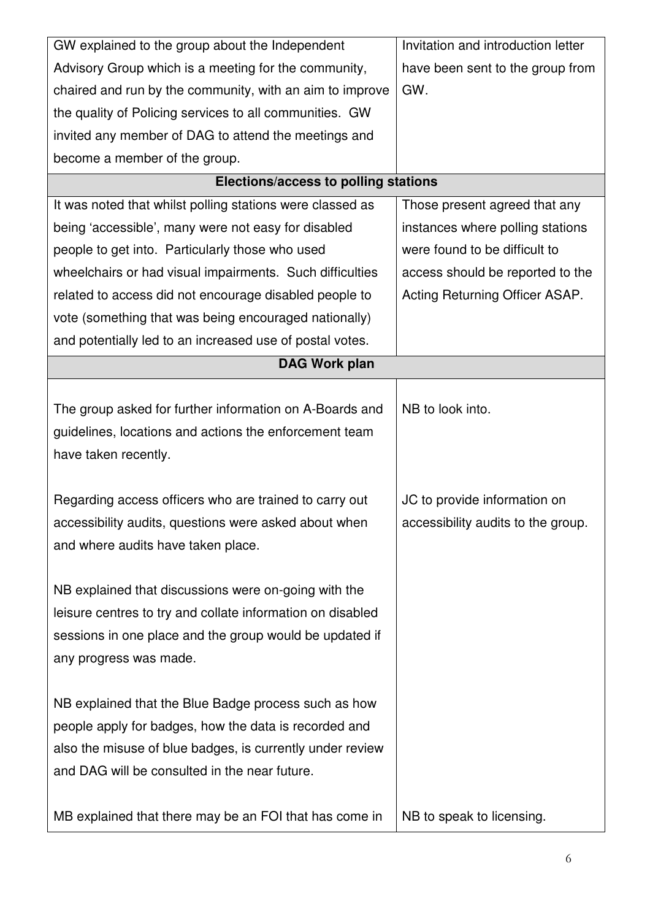| | |
|---|---|
| GW explained to the group about the Independent Advisory Group which is a meeting for the community, chaired and run by the community, with an aim to improve the quality of Policing services to all communities. GW invited any member of DAG to attend the meetings and become a member of the group. | Invitation and introduction letter have been sent to the group from GW. |
| **Elections/access to polling stations** | |
| It was noted that whilst polling stations were classed as being 'accessible', many were not easy for disabled people to get into. Particularly those who used wheelchairs or had visual impairments. Such difficulties related to access did not encourage disabled people to vote (something that was being encouraged nationally) and potentially led to an increased use of postal votes. | Those present agreed that any instances where polling stations were found to be difficult to access should be reported to the Acting Returning Officer ASAP. |
| **DAG Work plan** | |
| The group asked for further information on A-Boards and guidelines, locations and actions the enforcement team have taken recently. | NB to look into. |
| Regarding access officers who are trained to carry out accessibility audits, questions were asked about when and where audits have taken place. | JC to provide information on accessibility audits to the group. |
| NB explained that discussions were on-going with the leisure centres to try and collate information on disabled sessions in one place and the group would be updated if any progress was made. | |
| NB explained that the Blue Badge process such as how people apply for badges, how the data is recorded and also the misuse of blue badges, is currently under review and DAG will be consulted in the near future. | |
| MB explained that there may be an FOI that has come in | NB to speak to licensing. |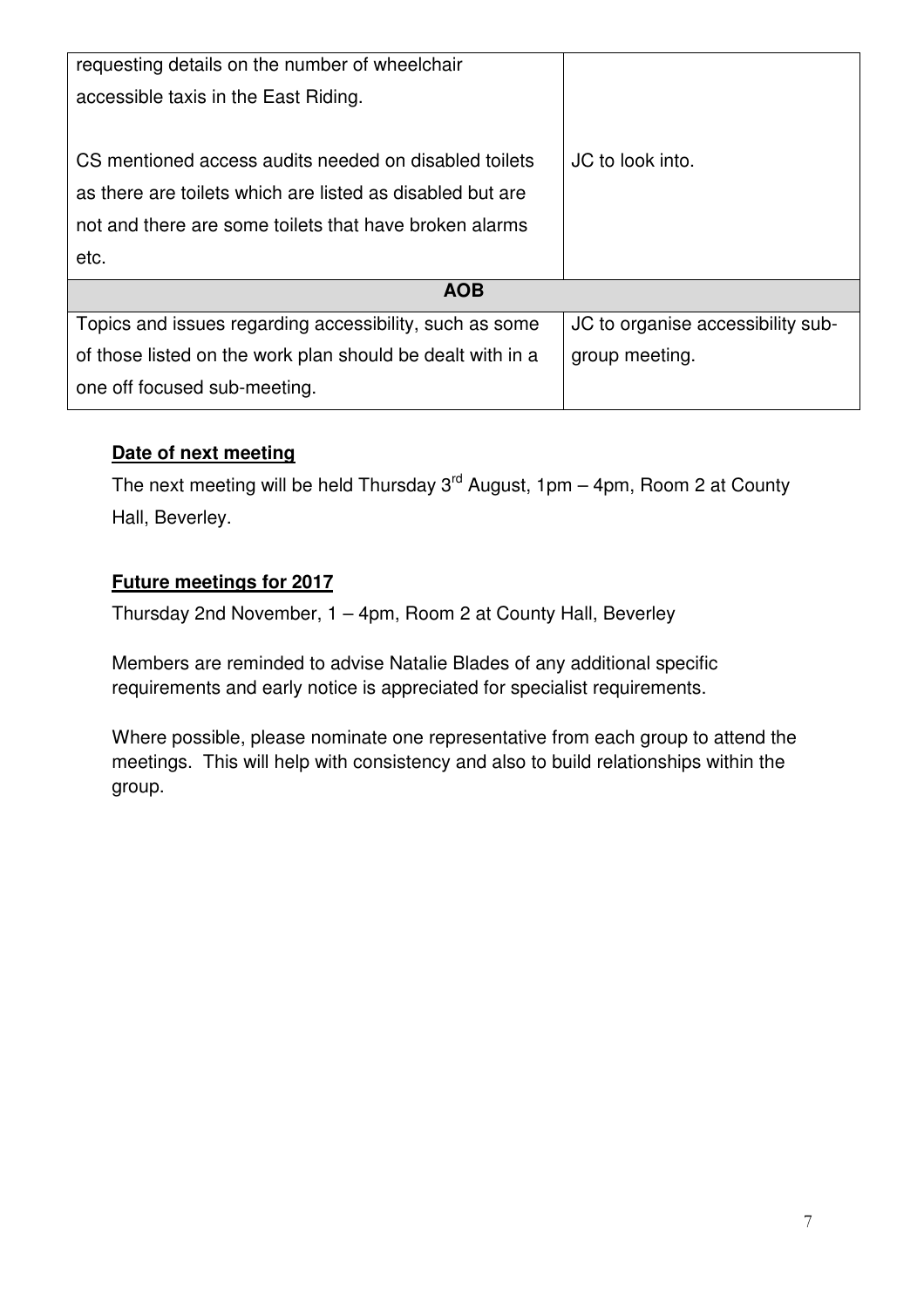| | |
|---|---|
| requesting details on the number of wheelchair accessible taxis in the East Riding.<br><br>CS mentioned access audits needed on disabled toilets as there are toilets which are listed as disabled but are not and there are some toilets that have broken alarms etc. | <br><br><br>JC to look into. |
| **AOB** | |
| Topics and issues regarding accessibility, such as some of those listed on the work plan should be dealt with in a one off focused sub-meeting. | JC to organise accessibility sub-group meeting. |

**Date of next meeting**

The next meeting will be held Thursday 3rd August, 1pm – 4pm, Room 2 at County Hall, Beverley.

**Future meetings for 2017**

Thursday 2nd November, 1 – 4pm, Room 2 at County Hall, Beverley

Members are reminded to advise Natalie Blades of any additional specific requirements and early notice is appreciated for specialist requirements.

Where possible, please nominate one representative from each group to attend the meetings. This will help with consistency and also to build relationships within the group.